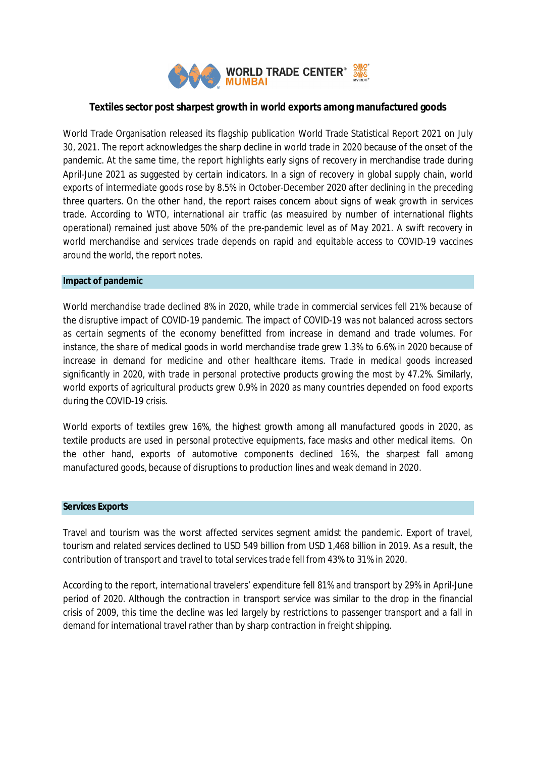**Textiles sector post sharpest growth in world exports among manufactured goods**

World Trade Organisation released its flagship publication World Trade Statistical Report 2021 on July 30, 2021. The report acknowledges the sharp decline in world trade in 2020 because of the onset of the pandemic. At the same time, the report highlights early signs of recovery in merchandise trade during April-June 2021 as suggested by certain indicators. In a sign of recovery in global supply chain, world exports of intermediate goods rose by 8.5% in October-December 2020 after declining in the preceding three quarters. On the other hand, the report raises concern about signs of weak growth in services trade. According to WTO, international air traffic (as measuired by number of international flights operational) remained just above 50% of the pre-pandemic level as of May 2021. A swift recovery in world merchandise and services trade depends on rapid and equitable access to COVID-19 vaccines around the world, the report notes.

## Impact of pandemic

World merchandise trade declined 8% in 2020, while trade in commercial services fell 21% because of the disruptive impact of COVID-19 pandemic. The impact of COVID-19 was not balanced across sectors as certain segments of the economy benefitted from increase in demand and trade volumes. For instance, the share of medical goods in world merchandise trade grew 1.3% to 6.6% in 2020 because of increase in demand for medicine and other healthcare items. Trade in medical goods increased significantly in 2020, with trade in personal protective products growing the most by 47.2%. Similarly, world exports of agricultural products grew 0.9% in 2020 as many countries depended on food exports during the COVID-19 crisis.

World exports of textiles grew 16%, the highest growth among all manufactured goods in 2020, as textile products are used in personal protective equipments, face masks and other medical items. On the other hand, exports of automotive components declined 16%, the sharpest fall among manufactured goods, because of disruptions to production lines and weak demand in 2020.

## Services Exports

Travel and tourism was the worst affected services segment amidst the pandemic. Export of travel, tourism and related services declined to USD 549 billion from USD 1,468 billion in 2019. As a result, the contribution of transport and travel to total services trade fell from 43% to 31% in 2020.

According to the report, international travelers' expenditure fell 81% and transport by 29% in April-June period of 2020. Although the contraction in transport service was similar to the drop in the financial crisis of 2009, this time the decline was led largely by restrictions to passenger transport and a fall in demand for international travel rather than by sharp contraction in freight shipping.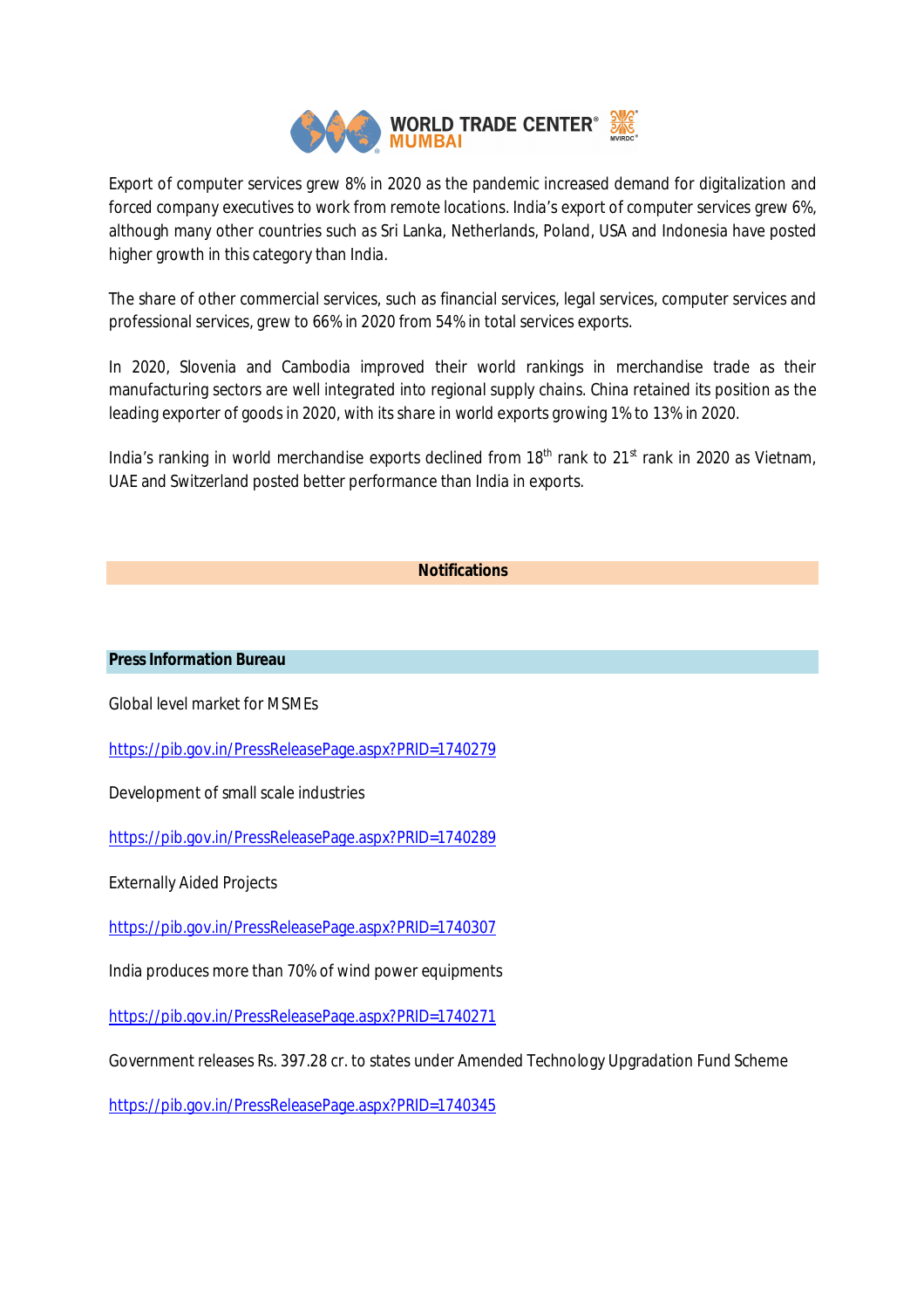Export of computer services grew 8% in 2020 as the pandemic increased demand for digitalization and forced company executives to work from remote locations. India's export of computer services grew 6%, although many other countries such as Sri Lanka, Netherlands, Poland, USA and Indonesia have posted higher growth in this category than India.

The share of other commercial services, such as financial services, legal services, computer services and professional services, grew to 66% in 2020 from 54% in total services exports.

In 2020, Slovenia and Cambodia improved their world rankings in merchandise trade as their manufacturing sectors are well integrated into regional supply chains. China retained its position as the leading exporter of goods in 2020, with its share in world exports growing 1% to 13% in 2020.

India's ranking in world merchandise exports declined from 18th rank to 21st rank in 2020 as Vietnam, UAE and Switzerland posted better performance than India in exports.

## Notifications

### Press Information Bureau

Global level market for MSMEs

https://pib.gov.in/PressReleasePage.aspx?PRID=1740279

Development of small scale industries

https://pib.gov.in/PressReleasePage.aspx?PRID=1740289

Externally Aided Projects

https://pib.gov.in/PressReleasePage.aspx?PRID=1740307

India produces more than 70% of wind power equipments

https://pib.gov.in/PressReleasePage.aspx?PRID=1740271

Government releases Rs. 397.28 cr. to states under Amended Technology Upgradation Fund Scheme

https://pib.gov.in/PressReleasePage.aspx?PRID=1740345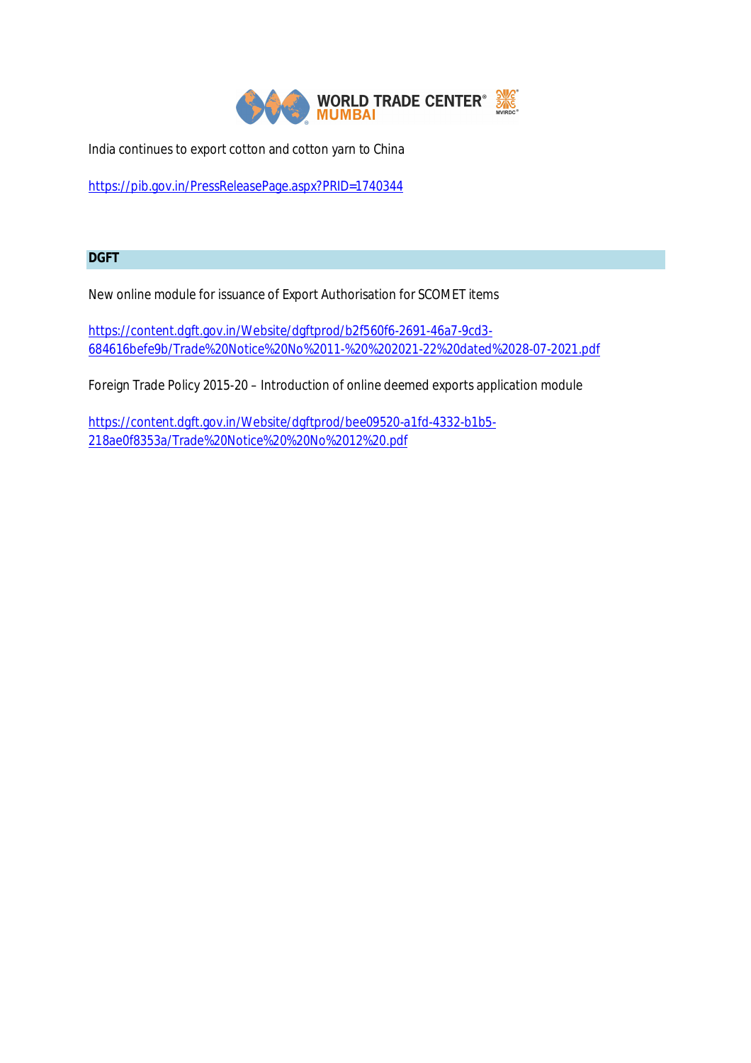India continues to export cotton and cotton yarn to China

https://pib.gov.in/PressReleasePage.aspx?PRID=1740344

## DGFT

New online module for issuance of Export Authorisation for SCOMET items

https://content.dgft.gov.in/Website/dgftprod/b2f560f6-2691-46a7-9cd3-684616befe9b/Trade%20Notice%20No%2011-%20%202021-22%20dated%2028-07-2021.pdf

Foreign Trade Policy 2015-20 – Introduction of online deemed exports application module

https://content.dgft.gov.in/Website/dgftprod/bee09520-a1fd-4332-b1b5-218ae0f8353a/Trade%20Notice%20%20No%2012%20.pdf